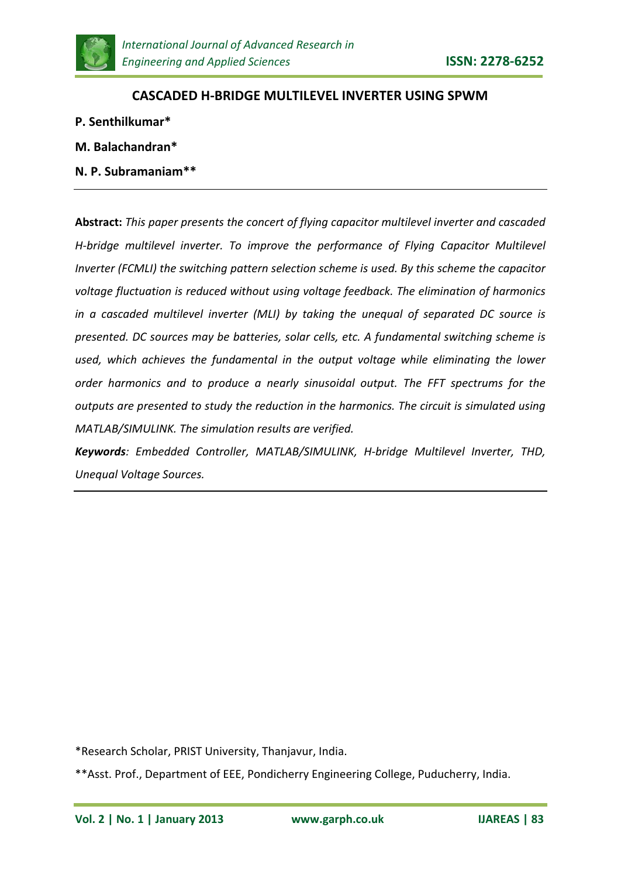# CASCADED H-BRIDGE MULTILEVEL INVERTER USING SPWM

**P. Senthilkumar***

**M. Balachandran***

**N. P. Subramaniam****

---

**Abstract:** *This paper presents the concert of flying capacitor multilevel inverter and cascaded H-bridge multilevel inverter. To improve the performance of Flying Capacitor Multilevel Inverter (FCMLI) the switching pattern selection scheme is used. By this scheme the capacitor voltage fluctuation is reduced without using voltage feedback. The elimination of harmonics in a cascaded multilevel inverter (MLI) by taking the unequal of separated DC source is presented. DC sources may be batteries, solar cells, etc. A fundamental switching scheme is used, which achieves the fundamental in the output voltage while eliminating the lower order harmonics and to produce a nearly sinusoidal output. The FFT spectrums for the outputs are presented to study the reduction in the harmonics. The circuit is simulated using MATLAB/SIMULINK. The simulation results are verified.*

***Keywords****: Embedded Controller, MATLAB/SIMULINK, H-bridge Multilevel Inverter, THD, Unequal Voltage Sources.*

---

*Research Scholar, PRIST University, Thanjavur, India.

**Asst. Prof., Department of EEE, Pondicherry Engineering College, Puducherry, India.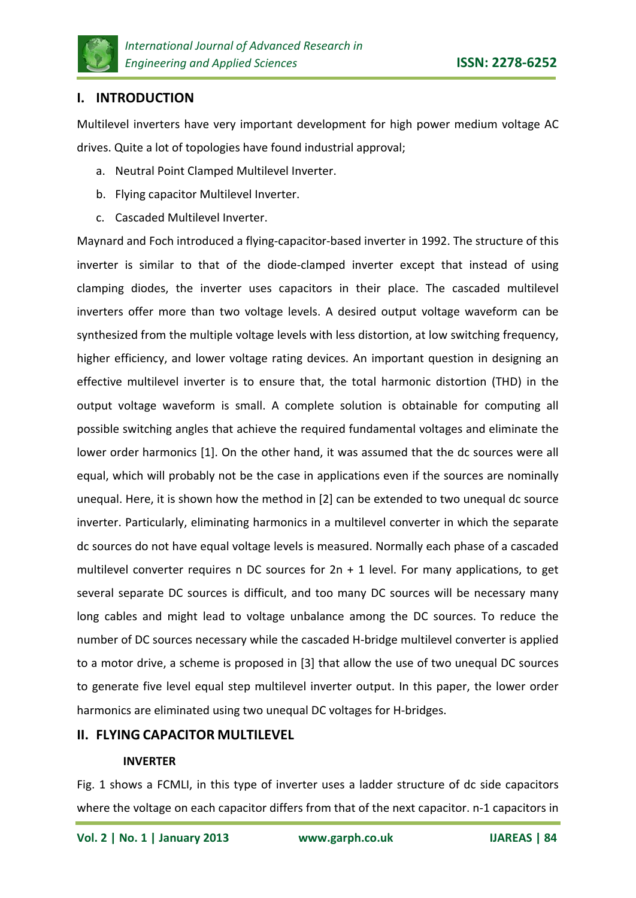## I. INTRODUCTION

Multilevel inverters have very important development for high power medium voltage AC drives. Quite a lot of topologies have found industrial approval;

a. Neutral Point Clamped Multilevel Inverter.
b. Flying capacitor Multilevel Inverter.
c. Cascaded Multilevel Inverter.

Maynard and Foch introduced a flying-capacitor-based inverter in 1992. The structure of this inverter is similar to that of the diode-clamped inverter except that instead of using clamping diodes, the inverter uses capacitors in their place. The cascaded multilevel inverters offer more than two voltage levels. A desired output voltage waveform can be synthesized from the multiple voltage levels with less distortion, at low switching frequency, higher efficiency, and lower voltage rating devices. An important question in designing an effective multilevel inverter is to ensure that, the total harmonic distortion (THD) in the output voltage waveform is small. A complete solution is obtainable for computing all possible switching angles that achieve the required fundamental voltages and eliminate the lower order harmonics [1]. On the other hand, it was assumed that the dc sources were all equal, which will probably not be the case in applications even if the sources are nominally unequal. Here, it is shown how the method in [2] can be extended to two unequal dc source inverter. Particularly, eliminating harmonics in a multilevel converter in which the separate dc sources do not have equal voltage levels is measured. Normally each phase of a cascaded multilevel converter requires n DC sources for 2n + 1 level. For many applications, to get several separate DC sources is difficult, and too many DC sources will be necessary many long cables and might lead to voltage unbalance among the DC sources. To reduce the number of DC sources necessary while the cascaded H-bridge multilevel converter is applied to a motor drive, a scheme is proposed in [3] that allow the use of two unequal DC sources to generate five level equal step multilevel inverter output. In this paper, the lower order harmonics are eliminated using two unequal DC voltages for H-bridges.

## II. FLYING CAPACITOR MULTILEVEL INVERTER

Fig. 1 shows a FCMLI, in this type of inverter uses a ladder structure of dc side capacitors where the voltage on each capacitor differs from that of the next capacitor. n-1 capacitors in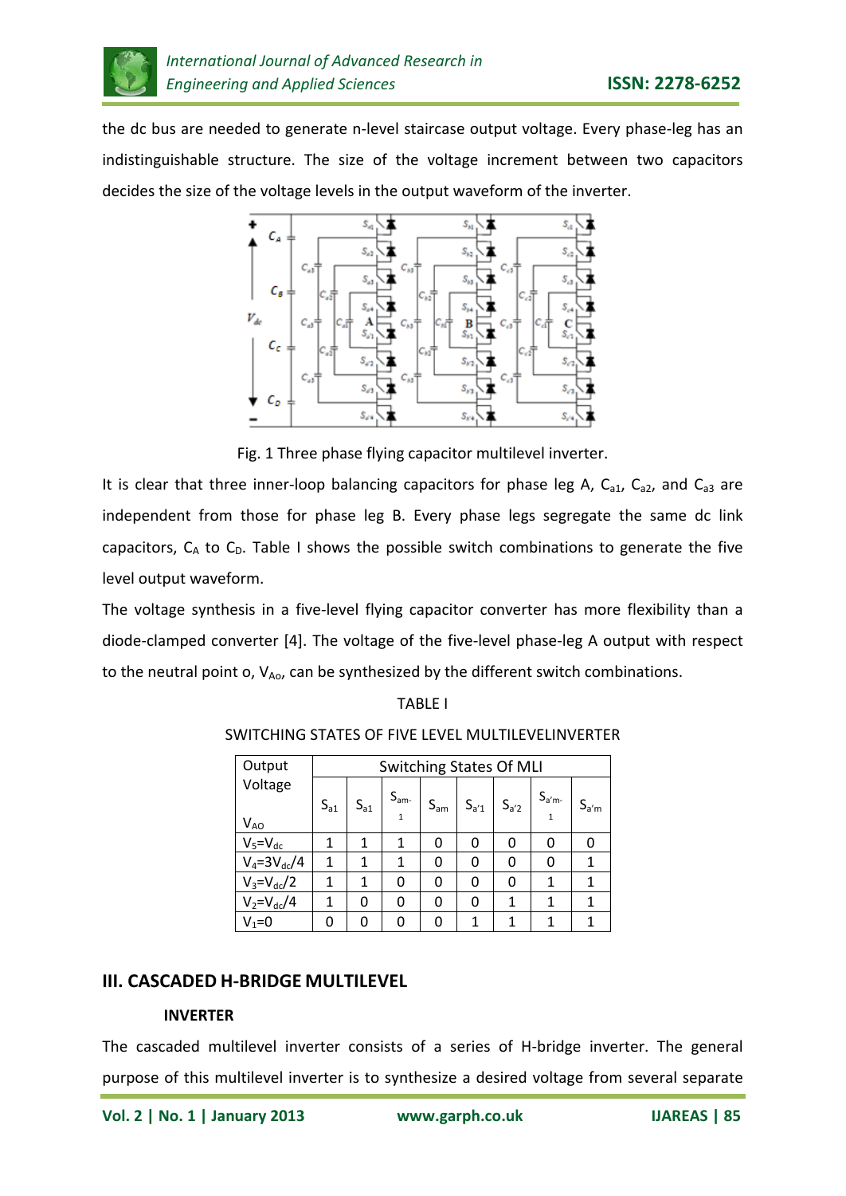the dc bus are needed to generate n-level staircase output voltage. Every phase-leg has an indistinguishable structure. The size of the voltage increment between two capacitors decides the size of the voltage levels in the output waveform of the inverter.

Fig. 1 Three phase flying capacitor multilevel inverter.

It is clear that three inner-loop balancing capacitors for phase leg A, $C_{a1}$, $C_{a2}$, and $C_{a3}$ are independent from those for phase leg B. Every phase legs segregate the same dc link capacitors, $C_A$ to $C_D$. Table I shows the possible switch combinations to generate the five level output waveform.

The voltage synthesis in a five-level flying capacitor converter has more flexibility than a diode-clamped converter [4]. The voltage of the five-level phase-leg A output with respect to the neutral point o, $V_{Ao}$, can be synthesized by the different switch combinations.

TABLE I

SWITCHING STATES OF FIVE LEVEL MULTILEVELINVERTER

| Output Voltage $V_{AO}$ | Switching States Of MLI | | | | | | | |
|---|---|---|---|---|---|---|---|---|
| | $S_{a1}$ | $S_{a1}$ | $S_{am-1}$ | $S_{am}$ | $S_{a'1}$ | $S_{a'2}$ | $S_{a'm-1}$ | $S_{a'm}$ |
| $V_5=V_{dc}$ | 1 | 1 | 1 | 0 | 0 | 0 | 0 | 0 |
| $V_4=3V_{dc}/4$ | 1 | 1 | 1 | 0 | 0 | 0 | 0 | 1 |
| $V_3=V_{dc}/2$ | 1 | 1 | 0 | 0 | 0 | 0 | 1 | 1 |
| $V_2=V_{dc}/4$ | 1 | 0 | 0 | 0 | 0 | 1 | 1 | 1 |
| $V_1=0$ | 0 | 0 | 0 | 0 | 1 | 1 | 1 | 1 |

## III. CASCADED H-BRIDGE MULTILEVEL INVERTER

The cascaded multilevel inverter consists of a series of H-bridge inverter. The general purpose of this multilevel inverter is to synthesize a desired voltage from several separate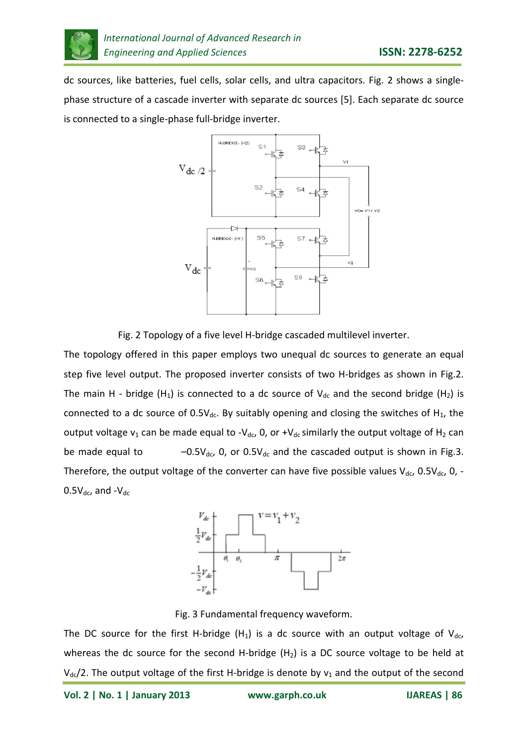dc sources, like batteries, fuel cells, solar cells, and ultra capacitors. Fig. 2 shows a single-phase structure of a cascade inverter with separate dc sources [5]. Each separate dc source is connected to a single-phase full-bridge inverter.

Fig. 2 Topology of a five level H-bridge cascaded multilevel inverter.

The topology offered in this paper employs two unequal dc sources to generate an equal step five level output. The proposed inverter consists of two H-bridges as shown in Fig.2. The main H - bridge ($H_1$) is connected to a dc source of $V_{dc}$ and the second bridge ($H_2$) is connected to a dc source of $0.5V_{dc}$. By suitably opening and closing the switches of $H_1$, the output voltage $v_1$ can be made equal to $-V_{dc}$, 0, or $+V_{dc}$ similarly the output voltage of $H_2$ can be made equal to $-0.5V_{dc}$, 0, or $0.5V_{dc}$ and the cascaded output is shown in Fig.3. Therefore, the output voltage of the converter can have five possible values $V_{dc}$, $0.5V_{dc}$, 0, $-0.5V_{dc}$, and $-V_{dc}$

Fig. 3 Fundamental frequency waveform.

The DC source for the first H-bridge ($H_1$) is a dc source with an output voltage of $V_{dc}$, whereas the dc source for the second H-bridge ($H_2$) is a DC source voltage to be held at $V_{dc}/2$. The output voltage of the first H-bridge is denote by $v_1$ and the output of the second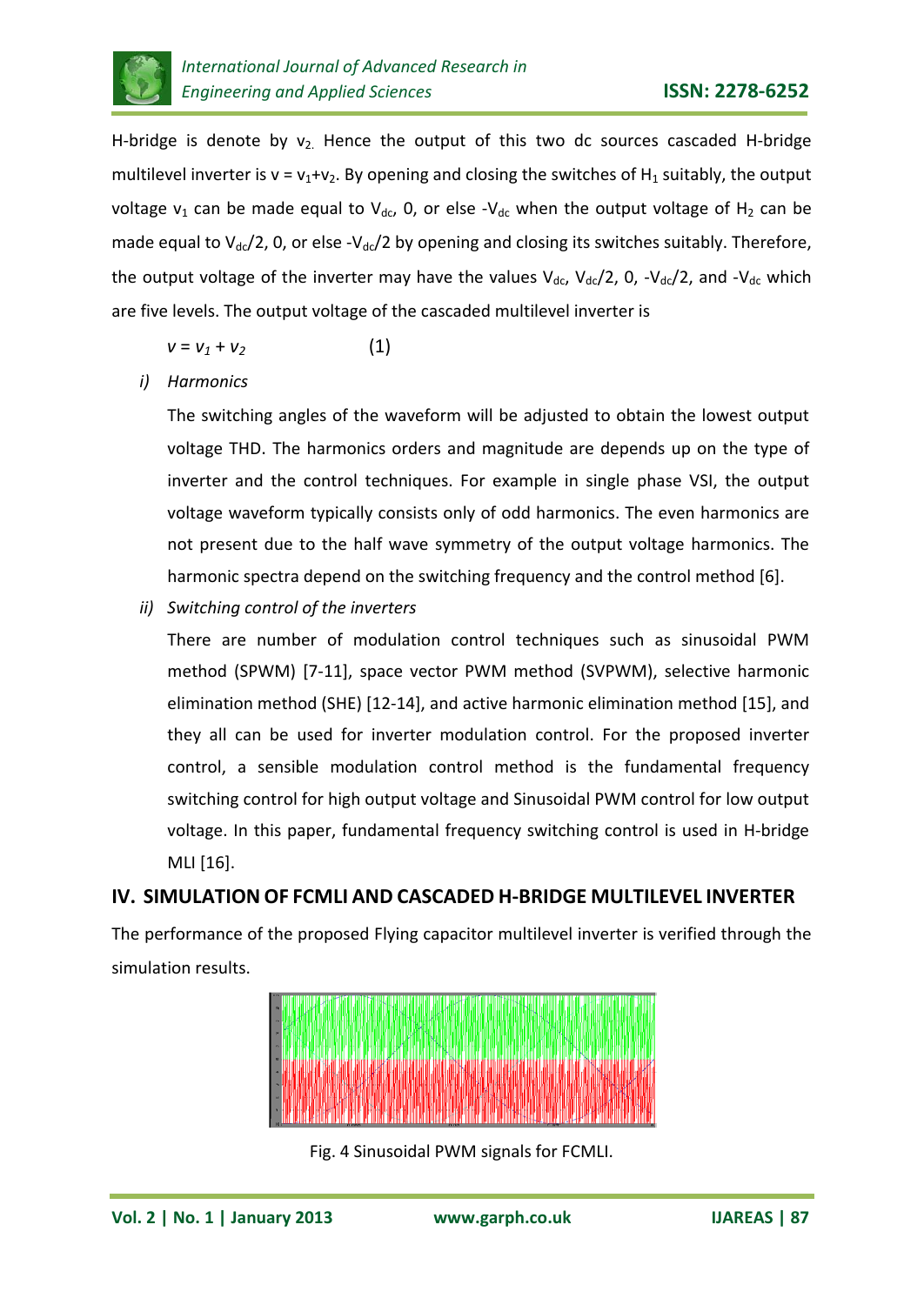H-bridge is denote by $v_2$. Hence the output of this two dc sources cascaded H-bridge multilevel inverter is $v = v_1+v_2$. By opening and closing the switches of $H_1$ suitably, the output voltage $v_1$ can be made equal to $V_{dc}$, 0, or else $-V_{dc}$ when the output voltage of $H_2$ can be made equal to $V_{dc}/2$, 0, or else $-V_{dc}/2$ by opening and closing its switches suitably. Therefore, the output voltage of the inverter may have the values $V_{dc}$, $V_{dc}/2$, 0, $-V_{dc}/2$, and $-V_{dc}$ which are five levels. The output voltage of the cascaded multilevel inverter is

$$v = v_1 + v_2 \qquad (1)$$

*i) Harmonics*

The switching angles of the waveform will be adjusted to obtain the lowest output voltage THD. The harmonics orders and magnitude are depends up on the type of inverter and the control techniques. For example in single phase VSI, the output voltage waveform typically consists only of odd harmonics. The even harmonics are not present due to the half wave symmetry of the output voltage harmonics. The harmonic spectra depend on the switching frequency and the control method [6].

*ii) Switching control of the inverters*

There are number of modulation control techniques such as sinusoidal PWM method (SPWM) [7-11], space vector PWM method (SVPWM), selective harmonic elimination method (SHE) [12-14], and active harmonic elimination method [15], and they all can be used for inverter modulation control. For the proposed inverter control, a sensible modulation control method is the fundamental frequency switching control for high output voltage and Sinusoidal PWM control for low output voltage. In this paper, fundamental frequency switching control is used in H-bridge MLI [16].

## IV. SIMULATION OF FCMLI AND CASCADED H-BRIDGE MULTILEVEL INVERTER

The performance of the proposed Flying capacitor multilevel inverter is verified through the simulation results.

Fig. 4 Sinusoidal PWM signals for FCMLI.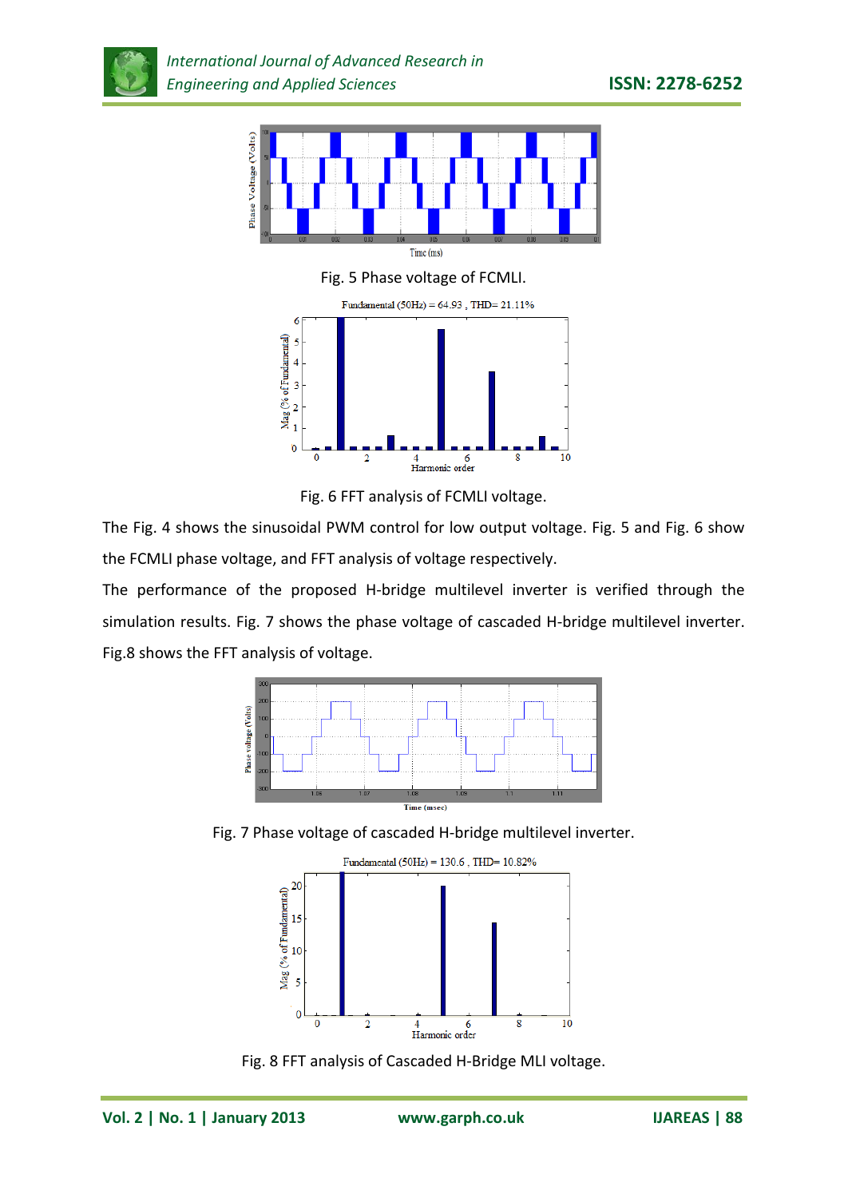Fig. 5 Phase voltage of FCMLI.

Fig. 6 FFT analysis of FCMLI voltage.

The Fig. 4 shows the sinusoidal PWM control for low output voltage. Fig. 5 and Fig. 6 show the FCMLI phase voltage, and FFT analysis of voltage respectively.

The performance of the proposed H-bridge multilevel inverter is verified through the simulation results. Fig. 7 shows the phase voltage of cascaded H-bridge multilevel inverter. Fig.8 shows the FFT analysis of voltage.

Fig. 7 Phase voltage of cascaded H-bridge multilevel inverter.

Fig. 8 FFT analysis of Cascaded H-Bridge MLI voltage.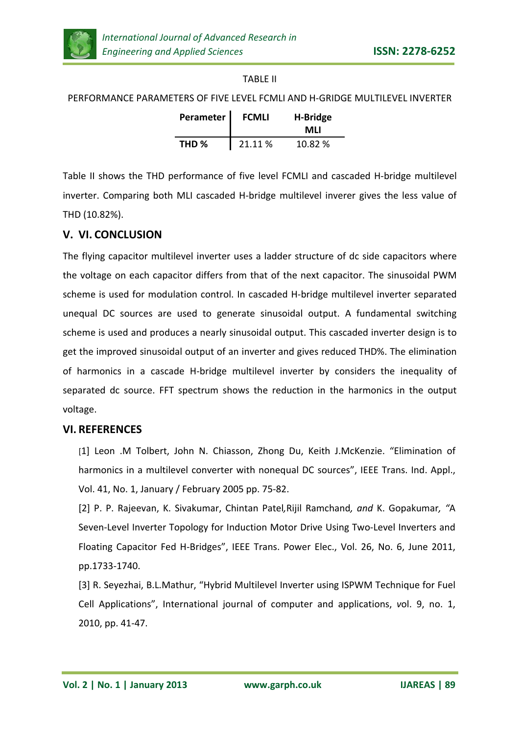TABLE II

PERFORMANCE PARAMETERS OF FIVE LEVEL FCMLI AND H-GRIDGE MULTILEVEL INVERTER

| Perameter | FCMLI | H-Bridge MLI |
|---|---|---|
| THD % | 21.11 % | 10.82 % |

Table II shows the THD performance of five level FCMLI and cascaded H-bridge multilevel inverter. Comparing both MLI cascaded H-bridge multilevel inverer gives the less value of THD (10.82%).

## V. VI. CONCLUSION

The flying capacitor multilevel inverter uses a ladder structure of dc side capacitors where the voltage on each capacitor differs from that of the next capacitor. The sinusoidal PWM scheme is used for modulation control. In cascaded H-bridge multilevel inverter separated unequal DC sources are used to generate sinusoidal output. A fundamental switching scheme is used and produces a nearly sinusoidal output. This cascaded inverter design is to get the improved sinusoidal output of an inverter and gives reduced THD%. The elimination of harmonics in a cascade H-bridge multilevel inverter by considers the inequality of separated dc source. FFT spectrum shows the reduction in the harmonics in the output voltage.

## VI. REFERENCES

[1] Leon .M Tolbert, John N. Chiasson, Zhong Du, Keith J.McKenzie. "Elimination of harmonics in a multilevel converter with nonequal DC sources", IEEE Trans. Ind. Appl., Vol. 41, No. 1, January / February 2005 pp. 75-82.

[2] P. P. Rajeevan, K. Sivakumar, Chintan Patel*,* Rijil Ramchand*, and* K. Gopakumar*, "*A Seven-Level Inverter Topology for Induction Motor Drive Using Two-Level Inverters and Floating Capacitor Fed H-Bridges", IEEE Trans. Power Elec., Vol. 26, No. 6, June 2011, pp.1733-1740.

[3] R. Seyezhai, B.L.Mathur, "Hybrid Multilevel Inverter using ISPWM Technique for Fuel Cell Applications", International journal of computer and applications, *v*ol. 9, no. 1, 2010, pp. 41-47.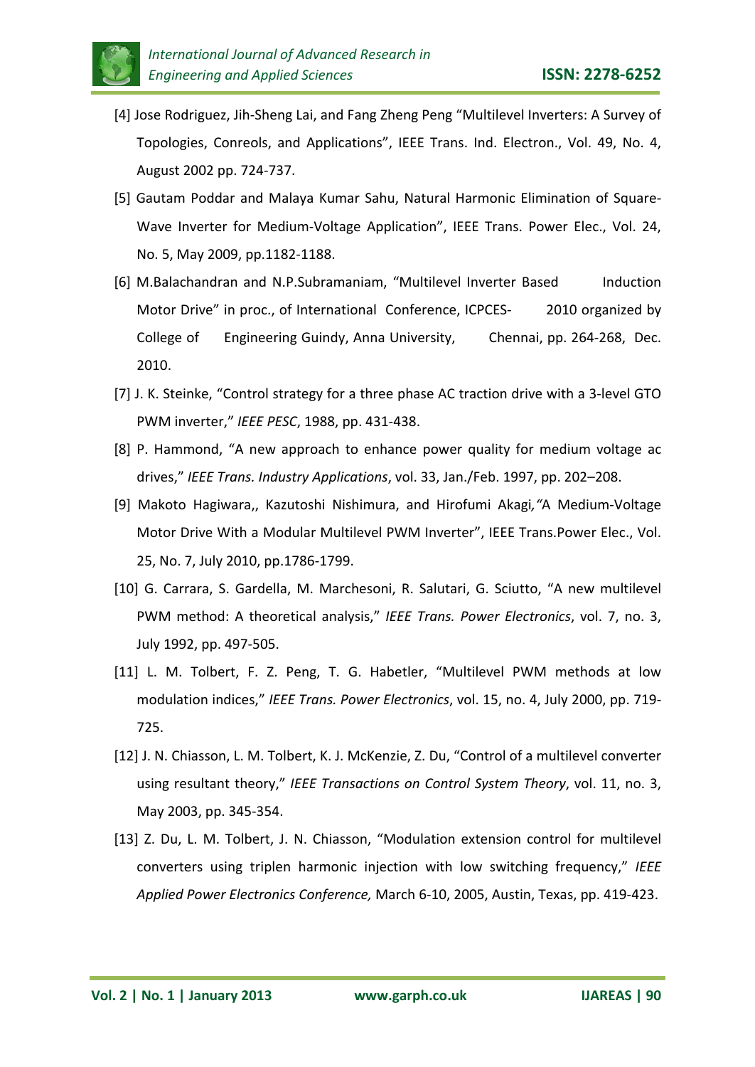[4] Jose Rodriguez, Jih-Sheng Lai, and Fang Zheng Peng "Multilevel Inverters: A Survey of Topologies, Conreols, and Applications", IEEE Trans. Ind. Electron., Vol. 49, No. 4, August 2002 pp. 724-737.

[5] Gautam Poddar and Malaya Kumar Sahu, Natural Harmonic Elimination of Square-Wave Inverter for Medium-Voltage Application", IEEE Trans. Power Elec., Vol. 24, No. 5, May 2009, pp.1182-1188.

[6] M.Balachandran and N.P.Subramaniam, "Multilevel Inverter Based Induction Motor Drive" in proc., of International Conference, ICPCES- 2010 organized by College of Engineering Guindy, Anna University, Chennai, pp. 264-268, Dec. 2010.

[7] J. K. Steinke, "Control strategy for a three phase AC traction drive with a 3-level GTO PWM inverter," *IEEE PESC*, 1988, pp. 431-438.

[8] P. Hammond, "A new approach to enhance power quality for medium voltage ac drives," *IEEE Trans. Industry Applications*, vol. 33, Jan./Feb. 1997, pp. 202–208.

[9] Makoto Hagiwara,, Kazutoshi Nishimura, and Hirofumi Akagi*,"*A Medium-Voltage Motor Drive With a Modular Multilevel PWM Inverter", IEEE Trans.Power Elec., Vol. 25, No. 7, July 2010, pp.1786-1799.

[10] G. Carrara, S. Gardella, M. Marchesoni, R. Salutari, G. Sciutto, "A new multilevel PWM method: A theoretical analysis," *IEEE Trans. Power Electronics*, vol. 7, no. 3, July 1992, pp. 497-505.

[11] L. M. Tolbert, F. Z. Peng, T. G. Habetler, "Multilevel PWM methods at low modulation indices," *IEEE Trans. Power Electronics*, vol. 15, no. 4, July 2000, pp. 719-725.

[12] J. N. Chiasson, L. M. Tolbert, K. J. McKenzie, Z. Du, "Control of a multilevel converter using resultant theory," *IEEE Transactions on Control System Theory*, vol. 11, no. 3, May 2003, pp. 345-354.

[13] Z. Du, L. M. Tolbert, J. N. Chiasson, "Modulation extension control for multilevel converters using triplen harmonic injection with low switching frequency," *IEEE Applied Power Electronics Conference,* March 6-10, 2005, Austin, Texas, pp. 419-423.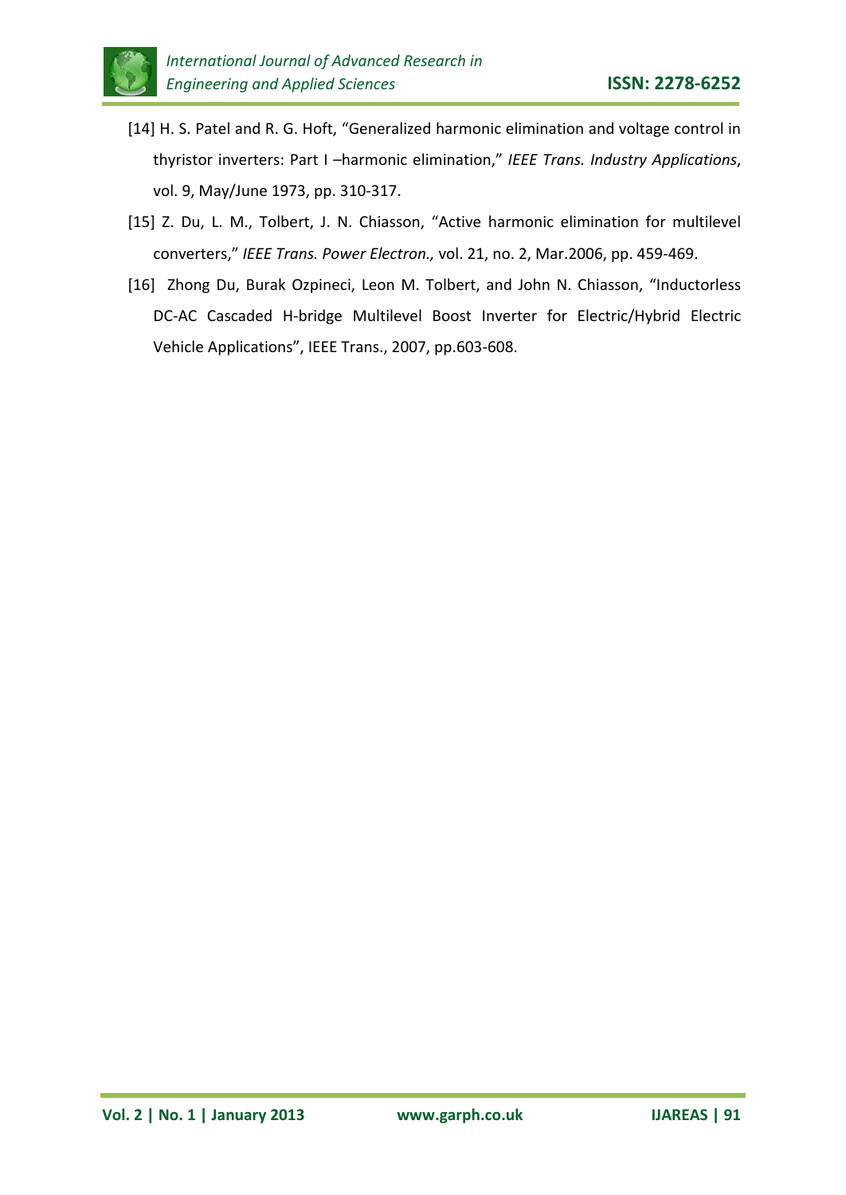[14] H. S. Patel and R. G. Hoft, "Generalized harmonic elimination and voltage control in thyristor inverters: Part I –harmonic elimination," *IEEE Trans. Industry Applications*, vol. 9, May/June 1973, pp. 310-317.

[15] Z. Du, L. M., Tolbert, J. N. Chiasson, "Active harmonic elimination for multilevel converters," *IEEE Trans. Power Electron.,* vol. 21, no. 2, Mar.2006, pp. 459-469.

[16] Zhong Du, Burak Ozpineci, Leon M. Tolbert, and John N. Chiasson, "Inductorless DC-AC Cascaded H-bridge Multilevel Boost Inverter for Electric/Hybrid Electric Vehicle Applications", IEEE Trans., 2007, pp.603-608.